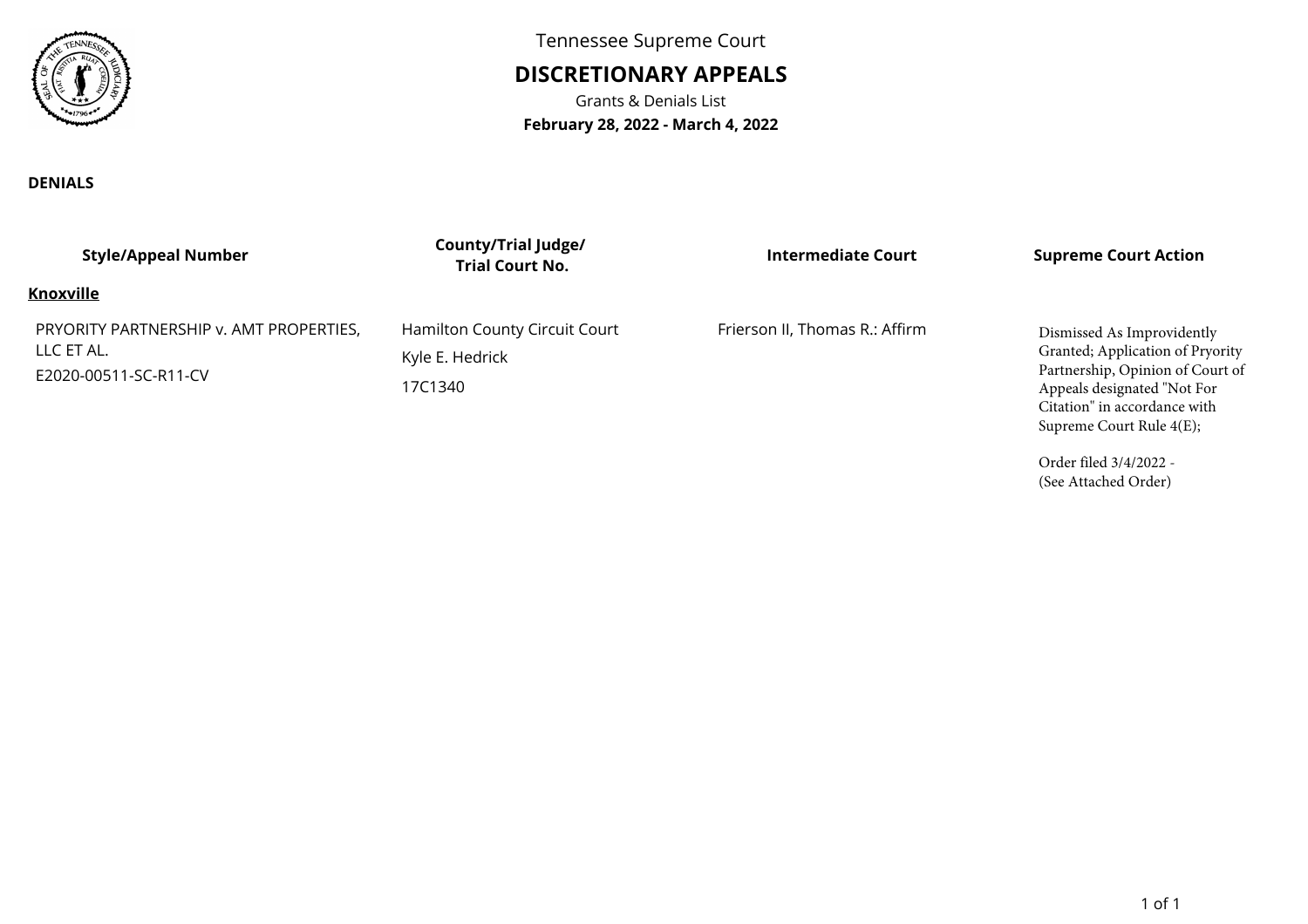Tennessee Supreme Court

# DISCRETIONARY APPEALS

Grants & Denials List

**February 28, 2022 - March 4, 2022**

**DENIALS**

| Style/Appeal Number | County/Trial Judge/ Trial Court No. | Intermediate Court | Supreme Court Action |
| --- | --- | --- | --- |
| **Knoxville** | | | |
| PRYORITY PARTNERSHIP v. AMT PROPERTIES, LLC ET AL.<br>E2020-00511-SC-R11-CV | Hamilton County Circuit Court<br>Kyle E. Hedrick<br>17C1340 | Frierson II, Thomas R.: Affirm | Dismissed As Improvidently Granted; Application of Pryority Partnership, Opinion of Court of Appeals designated "Not For Citation" in accordance with Supreme Court Rule 4(E);<br><br>Order filed 3/4/2022 - (See Attached Order) |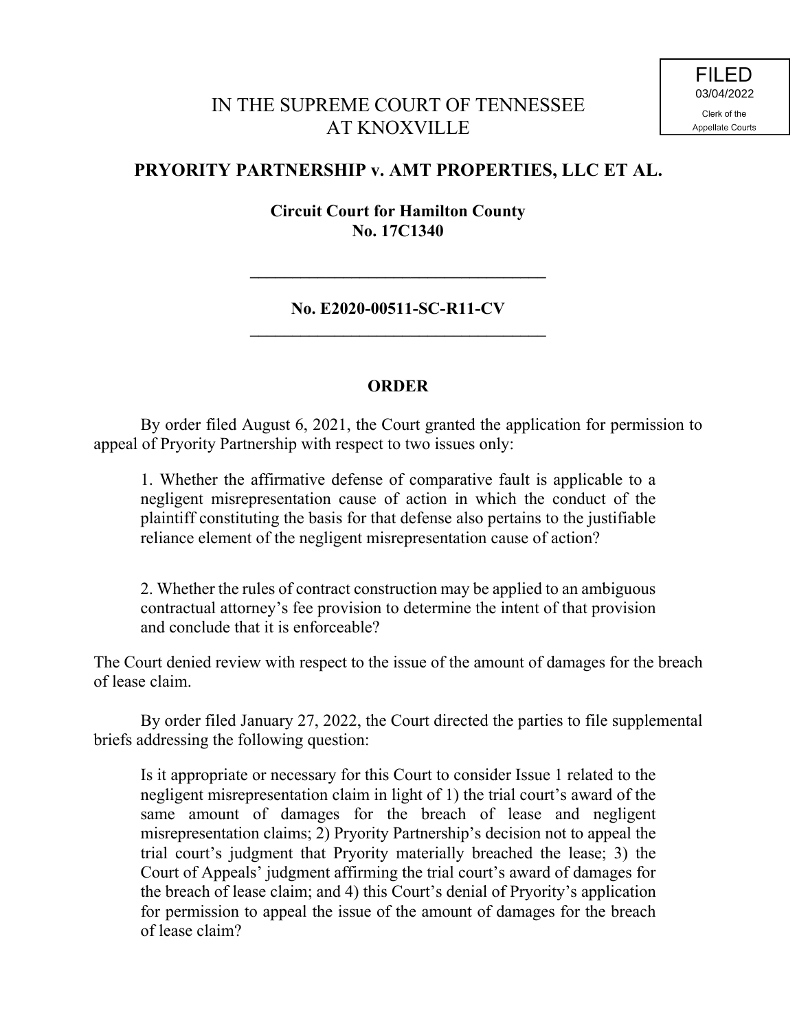FILED
03/04/2022
Clerk of the
Appellate Courts

# IN THE SUPREME COURT OF TENNESSEE
# AT KNOXVILLE

## PRYORITY PARTNERSHIP v. AMT PROPERTIES, LLC ET AL.

**Circuit Court for Hamilton County**
**No. 17C1340**

---

**No. E2020-00511-SC-R11-CV**

---

## ORDER

By order filed August 6, 2021, the Court granted the application for permission to appeal of Pryority Partnership with respect to two issues only:

> 1. Whether the affirmative defense of comparative fault is applicable to a negligent misrepresentation cause of action in which the conduct of the plaintiff constituting the basis for that defense also pertains to the justifiable reliance element of the negligent misrepresentation cause of action?
>
> 2. Whether the rules of contract construction may be applied to an ambiguous contractual attorney's fee provision to determine the intent of that provision and conclude that it is enforceable?

The Court denied review with respect to the issue of the amount of damages for the breach of lease claim.

By order filed January 27, 2022, the Court directed the parties to file supplemental briefs addressing the following question:

> Is it appropriate or necessary for this Court to consider Issue 1 related to the negligent misrepresentation claim in light of 1) the trial court's award of the same amount of damages for the breach of lease and negligent misrepresentation claims; 2) Pryority Partnership's decision not to appeal the trial court's judgment that Pryority materially breached the lease; 3) the Court of Appeals' judgment affirming the trial court's award of damages for the breach of lease claim; and 4) this Court's denial of Pryority's application for permission to appeal the issue of the amount of damages for the breach of lease claim?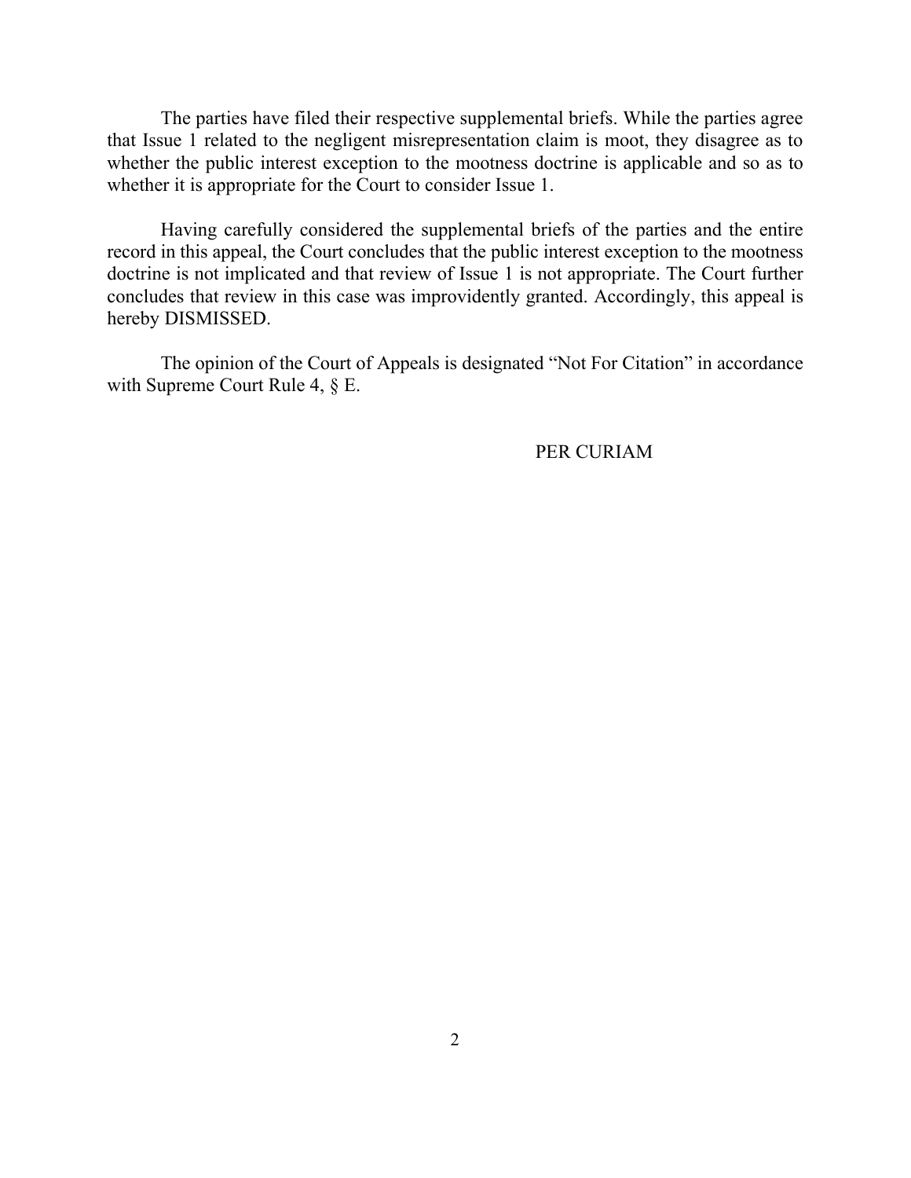The parties have filed their respective supplemental briefs. While the parties agree that Issue 1 related to the negligent misrepresentation claim is moot, they disagree as to whether the public interest exception to the mootness doctrine is applicable and so as to whether it is appropriate for the Court to consider Issue 1.

Having carefully considered the supplemental briefs of the parties and the entire record in this appeal, the Court concludes that the public interest exception to the mootness doctrine is not implicated and that review of Issue 1 is not appropriate. The Court further concludes that review in this case was improvidently granted. Accordingly, this appeal is hereby DISMISSED.

The opinion of the Court of Appeals is designated "Not For Citation" in accordance with Supreme Court Rule 4, § E.

PER CURIAM